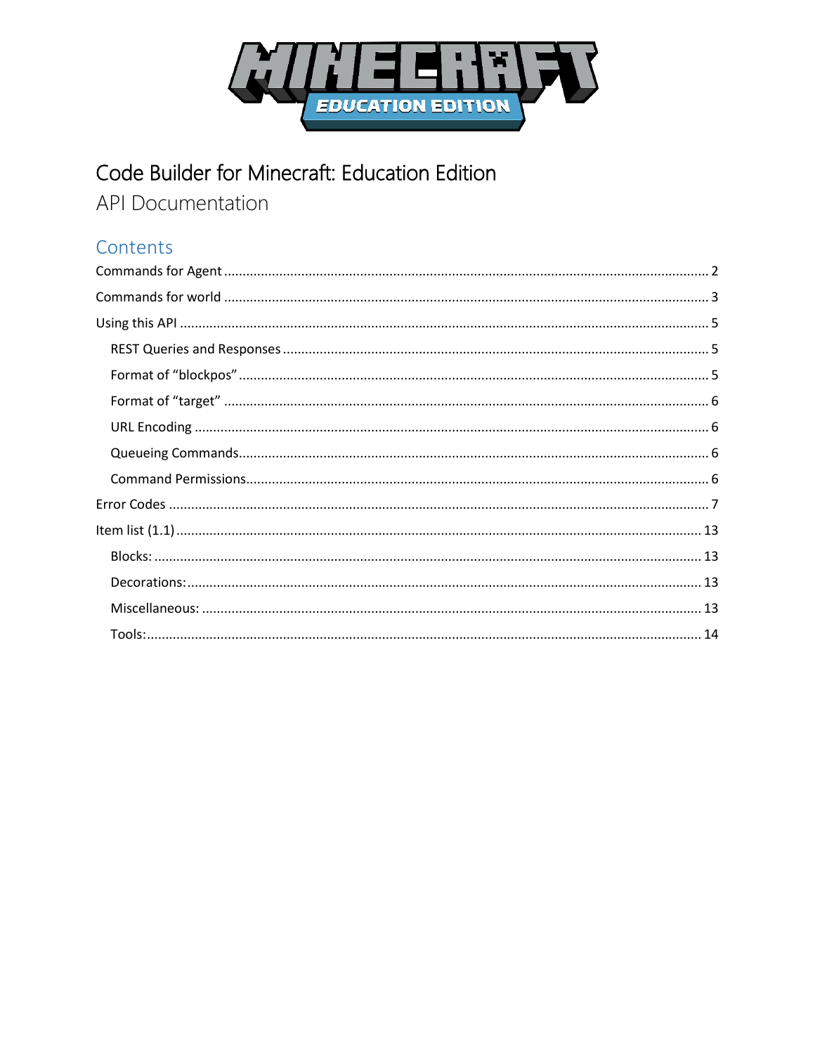# Code Builder for Minecraft: Education Edition

API Documentation

## Contents

Commands for Agent ........ 2

Commands for world ........ 3

Using this API ........ 5

- REST Queries and Responses ........ 5
- Format of “blockpos” ........ 5
- Format of “target” ........ 6
- URL Encoding ........ 6
- Queueing Commands ........ 6
- Command Permissions ........ 6

Error Codes ........ 7

Item list (1.1) ........ 13

- Blocks: ........ 13
- Decorations: ........ 13
- Miscellaneous: ........ 13
- Tools: ........ 14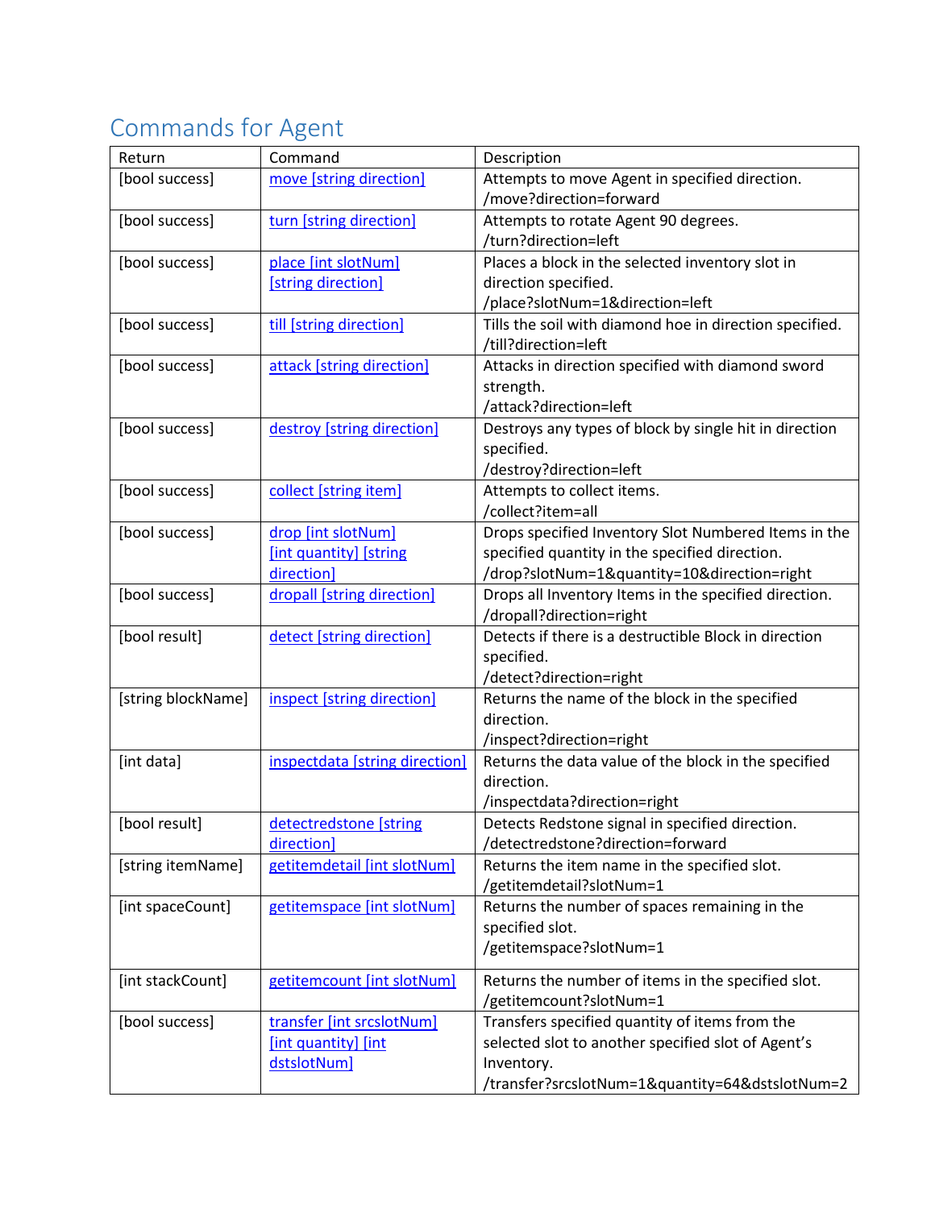# Commands for Agent

| Return | Command | Description |
|---|---|---|
| [bool success] | move [string direction] | Attempts to move Agent in specified direction. /move?direction=forward |
| [bool success] | turn [string direction] | Attempts to rotate Agent 90 degrees. /turn?direction=left |
| [bool success] | place [int slotNum] [string direction] | Places a block in the selected inventory slot in direction specified. /place?slotNum=1&direction=left |
| [bool success] | till [string direction] | Tills the soil with diamond hoe in direction specified. /till?direction=left |
| [bool success] | attack [string direction] | Attacks in direction specified with diamond sword strength. /attack?direction=left |
| [bool success] | destroy [string direction] | Destroys any types of block by single hit in direction specified. /destroy?direction=left |
| [bool success] | collect [string item] | Attempts to collect items. /collect?item=all |
| [bool success] | drop [int slotNum] [int quantity] [string direction] | Drops specified Inventory Slot Numbered Items in the specified quantity in the specified direction. /drop?slotNum=1&quantity=10&direction=right |
| [bool success] | dropall [string direction] | Drops all Inventory Items in the specified direction. /dropall?direction=right |
| [bool result] | detect [string direction] | Detects if there is a destructible Block in direction specified. /detect?direction=right |
| [string blockName] | inspect [string direction] | Returns the name of the block in the specified direction. /inspect?direction=right |
| [int data] | inspectdata [string direction] | Returns the data value of the block in the specified direction. /inspectdata?direction=right |
| [bool result] | detectredstone [string direction] | Detects Redstone signal in specified direction. /detectredstone?direction=forward |
| [string itemName] | getitemdetail [int slotNum] | Returns the item name in the specified slot. /getitemdetail?slotNum=1 |
| [int spaceCount] | getitemspace [int slotNum] | Returns the number of spaces remaining in the specified slot. /getitemspace?slotNum=1 |
| [int stackCount] | getitemcount [int slotNum] | Returns the number of items in the specified slot. /getitemcount?slotNum=1 |
| [bool success] | transfer [int srcslotNum] [int quantity] [int dstslotNum] | Transfers specified quantity of items from the selected slot to another specified slot of Agent's Inventory. /transfer?srcslotNum=1&quantity=64&dstslotNum=2 |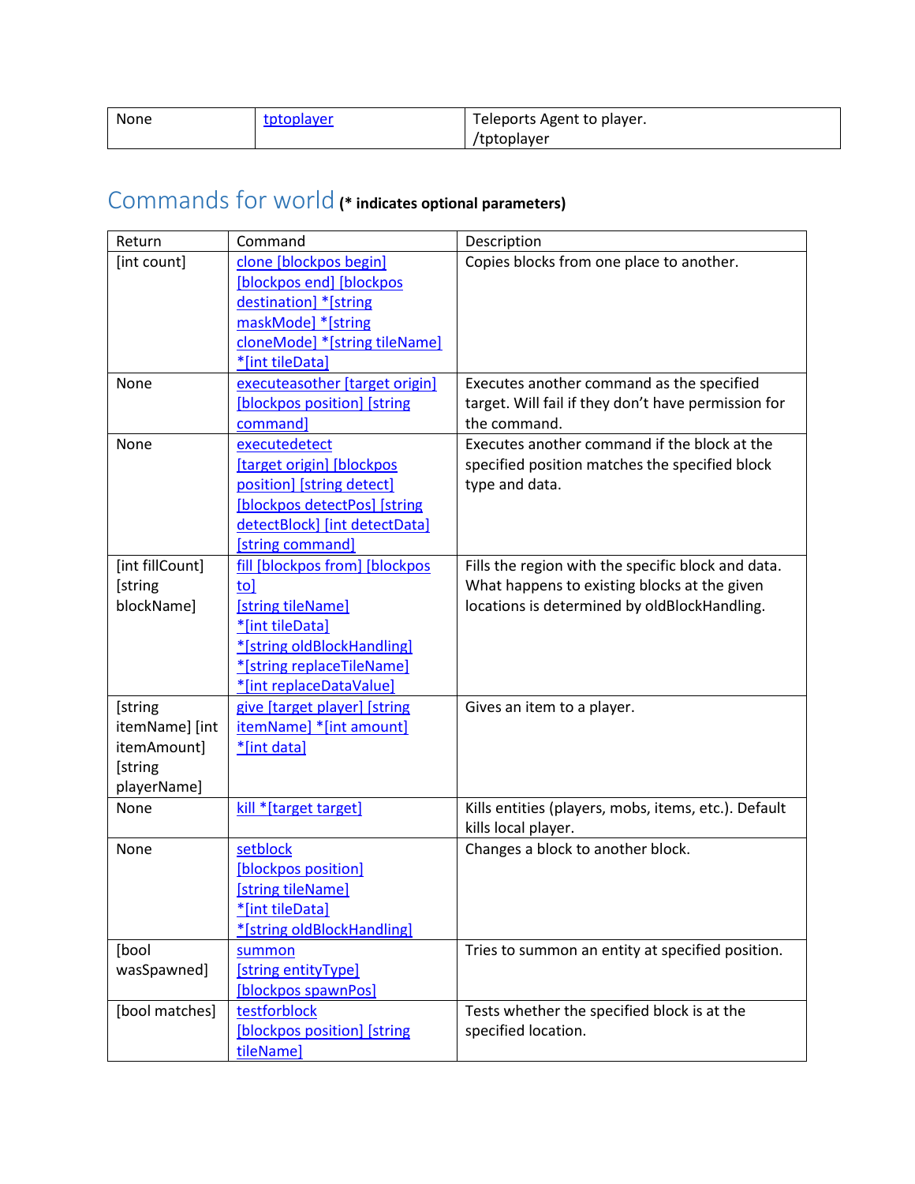| None | tptoplayer | Teleports Agent to player. /tptoplayer |
|---|---|---|

## Commands for world **(* indicates optional parameters)**

| Return | Command | Description |
|---|---|---|
| [int count] | clone [blockpos begin] [blockpos end] [blockpos destination] *[string maskMode] *[string cloneMode] *[string tileName] *[int tileData] | Copies blocks from one place to another. |
| None | executeasother [target origin] [blockpos position] [string command] | Executes another command as the specified target. Will fail if they don't have permission for the command. |
| None | executedetect [target origin] [blockpos position] [string detect] [blockpos detectPos] [string detectBlock] [int detectData] [string command] | Executes another command if the block at the specified position matches the specified block type and data. |
| [int fillCount] [string blockName] | fill [blockpos from] [blockpos to] [string tileName] *[int tileData] *[string oldBlockHandling] *[string replaceTileName] *[int replaceDataValue] | Fills the region with the specific block and data. What happens to existing blocks at the given locations is determined by oldBlockHandling. |
| [string itemName] [int itemAmount] [string playerName] | give [target player] [string itemName] *[int amount] *[int data] | Gives an item to a player. |
| None | kill *[target target] | Kills entities (players, mobs, items, etc.). Default kills local player. |
| None | setblock [blockpos position] [string tileName] *[int tileData] *[string oldBlockHandling] | Changes a block to another block. |
| [bool wasSpawned] | summon [string entityType] [blockpos spawnPos] | Tries to summon an entity at specified position. |
| [bool matches] | testforblock [blockpos position] [string tileName] | Tests whether the specified block is at the specified location. |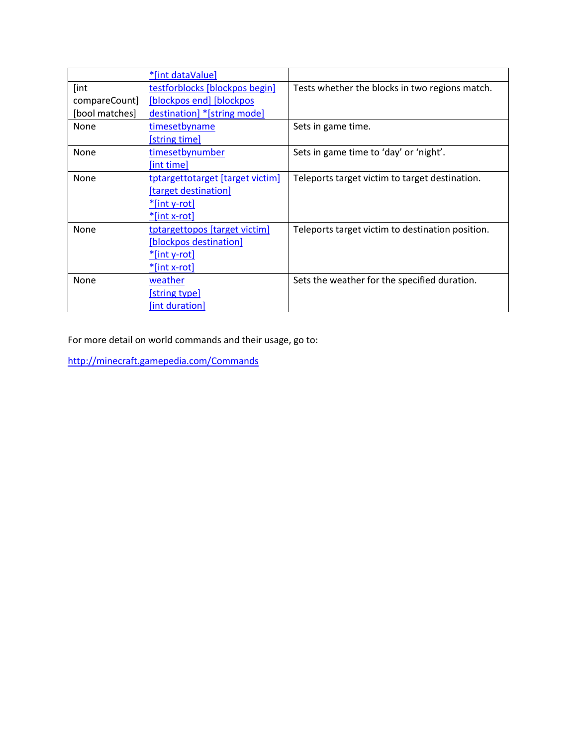| | | |
|---|---|---|
| | *[int dataValue] | |
| [int compareCount] [bool matches] | testforblocks [blockpos begin] [blockpos end] [blockpos destination] *[string mode] | Tests whether the blocks in two regions match. |
| None | timesetbyname [string time] | Sets in game time. |
| None | timesetbynumber [int time] | Sets in game time to 'day' or 'night'. |
| None | tptargettotarget [target victim] [target destination] *[int y-rot] *[int x-rot] | Teleports target victim to target destination. |
| None | tptargettopos [target victim] [blockpos destination] *[int y-rot] *[int x-rot] | Teleports target victim to destination position. |
| None | weather [string type] [int duration] | Sets the weather for the specified duration. |

For more detail on world commands and their usage, go to:

http://minecraft.gamepedia.com/Commands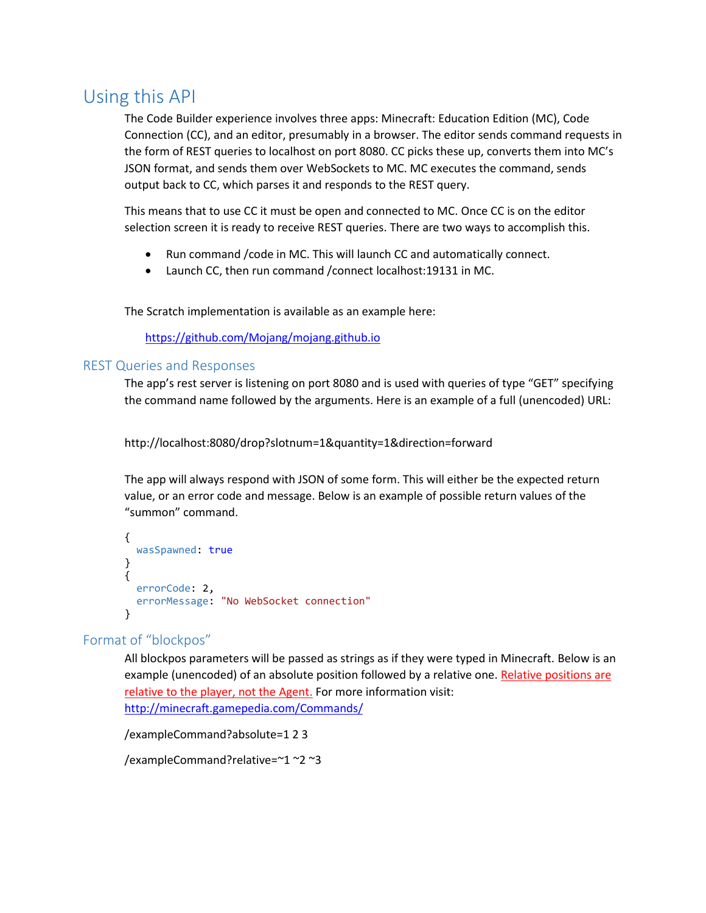# Using this API

The Code Builder experience involves three apps: Minecraft: Education Edition (MC), Code Connection (CC), and an editor, presumably in a browser. The editor sends command requests in the form of REST queries to localhost on port 8080. CC picks these up, converts them into MC's JSON format, and sends them over WebSockets to MC. MC executes the command, sends output back to CC, which parses it and responds to the REST query.

This means that to use CC it must be open and connected to MC. Once CC is on the editor selection screen it is ready to receive REST queries. There are two ways to accomplish this.

- Run command /code in MC. This will launch CC and automatically connect.
- Launch CC, then run command /connect localhost:19131 in MC.

The Scratch implementation is available as an example here:

https://github.com/Mojang/mojang.github.io

## REST Queries and Responses

The app's rest server is listening on port 8080 and is used with queries of type "GET" specifying the command name followed by the arguments. Here is an example of a full (unencoded) URL:

http://localhost:8080/drop?slotnum=1&quantity=1&direction=forward

The app will always respond with JSON of some form. This will either be the expected return value, or an error code and message. Below is an example of possible return values of the "summon" command.

```
{
  wasSpawned: true
}
{
  errorCode: 2,
  errorMessage: "No WebSocket connection"
}
```

## Format of "blockpos"

All blockpos parameters will be passed as strings as if they were typed in Minecraft. Below is an example (unencoded) of an absolute position followed by a relative one. Relative positions are relative to the player, not the Agent. For more information visit: http://minecraft.gamepedia.com/Commands/

/exampleCommand?absolute=1 2 3

/exampleCommand?relative=~1 ~2 ~3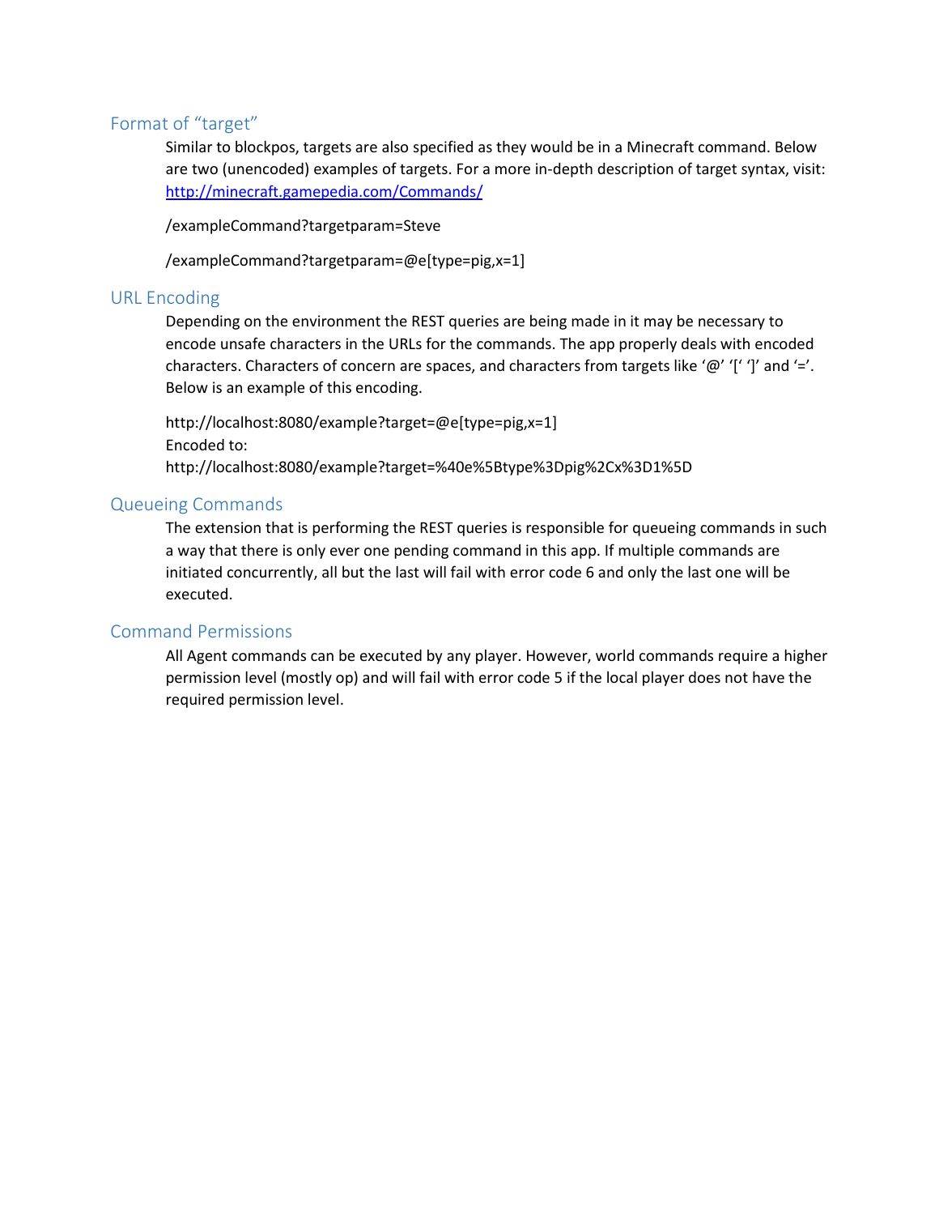## Format of “target”

Similar to blockpos, targets are also specified as they would be in a Minecraft command. Below are two (unencoded) examples of targets. For a more in-depth description of target syntax, visit: [http://minecraft.gamepedia.com/Commands/](http://minecraft.gamepedia.com/Commands/)

/exampleCommand?targetparam=Steve

/exampleCommand?targetparam=@e[type=pig,x=1]

## URL Encoding

Depending on the environment the REST queries are being made in it may be necessary to encode unsafe characters in the URLs for the commands. The app properly deals with encoded characters. Characters of concern are spaces, and characters from targets like ‘@’ ‘[‘ ‘]’ and ‘=’. Below is an example of this encoding.

http://localhost:8080/example?target=@e[type=pig,x=1]
Encoded to:
http://localhost:8080/example?target=%40e%5Btype%3Dpig%2Cx%3D1%5D

## Queueing Commands

The extension that is performing the REST queries is responsible for queueing commands in such a way that there is only ever one pending command in this app. If multiple commands are initiated concurrently, all but the last will fail with error code 6 and only the last one will be executed.

## Command Permissions

All Agent commands can be executed by any player. However, world commands require a higher permission level (mostly op) and will fail with error code 5 if the local player does not have the required permission level.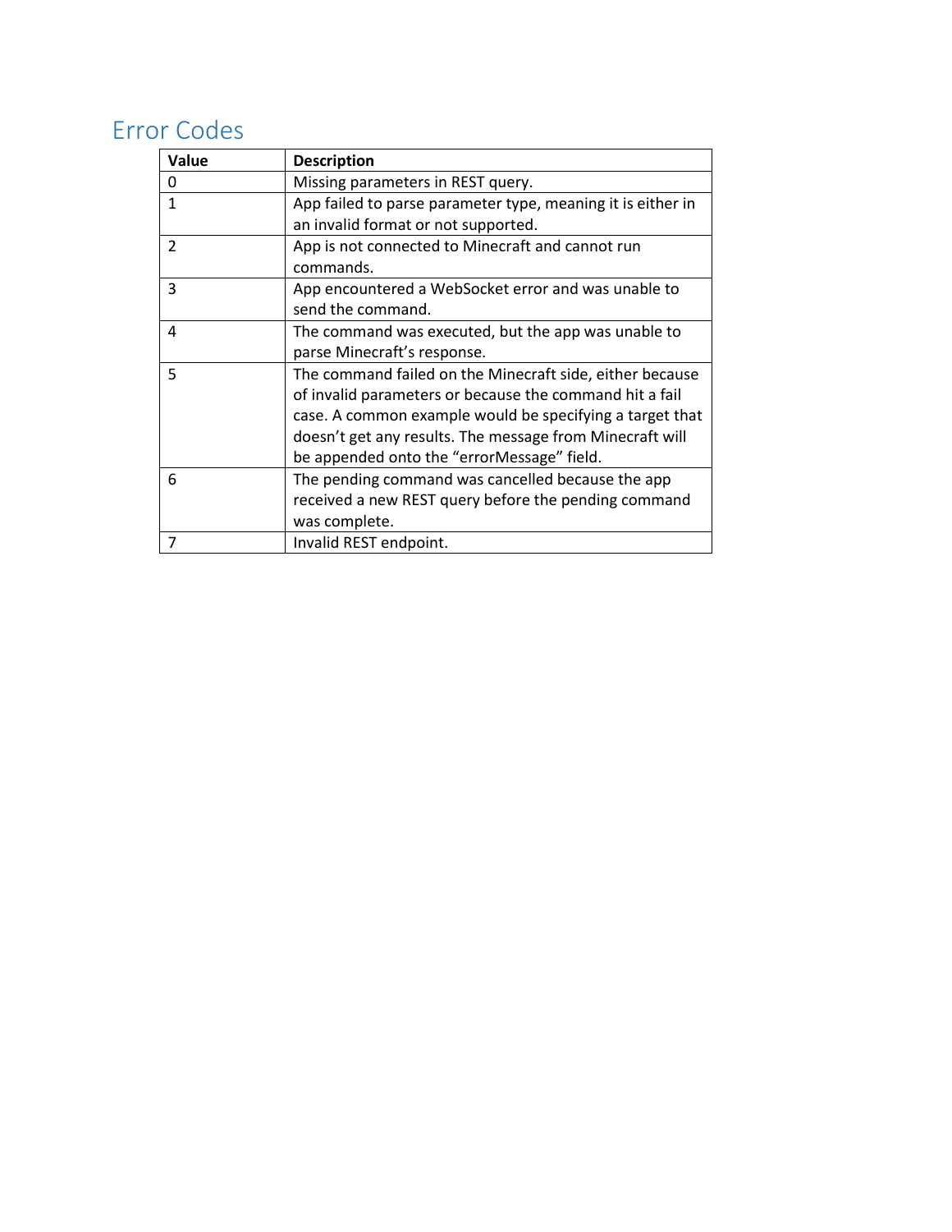## Error Codes

| Value | Description |
|---|---|
| 0 | Missing parameters in REST query. |
| 1 | App failed to parse parameter type, meaning it is either in an invalid format or not supported. |
| 2 | App is not connected to Minecraft and cannot run commands. |
| 3 | App encountered a WebSocket error and was unable to send the command. |
| 4 | The command was executed, but the app was unable to parse Minecraft's response. |
| 5 | The command failed on the Minecraft side, either because of invalid parameters or because the command hit a fail case. A common example would be specifying a target that doesn't get any results. The message from Minecraft will be appended onto the "errorMessage" field. |
| 6 | The pending command was cancelled because the app received a new REST query before the pending command was complete. |
| 7 | Invalid REST endpoint. |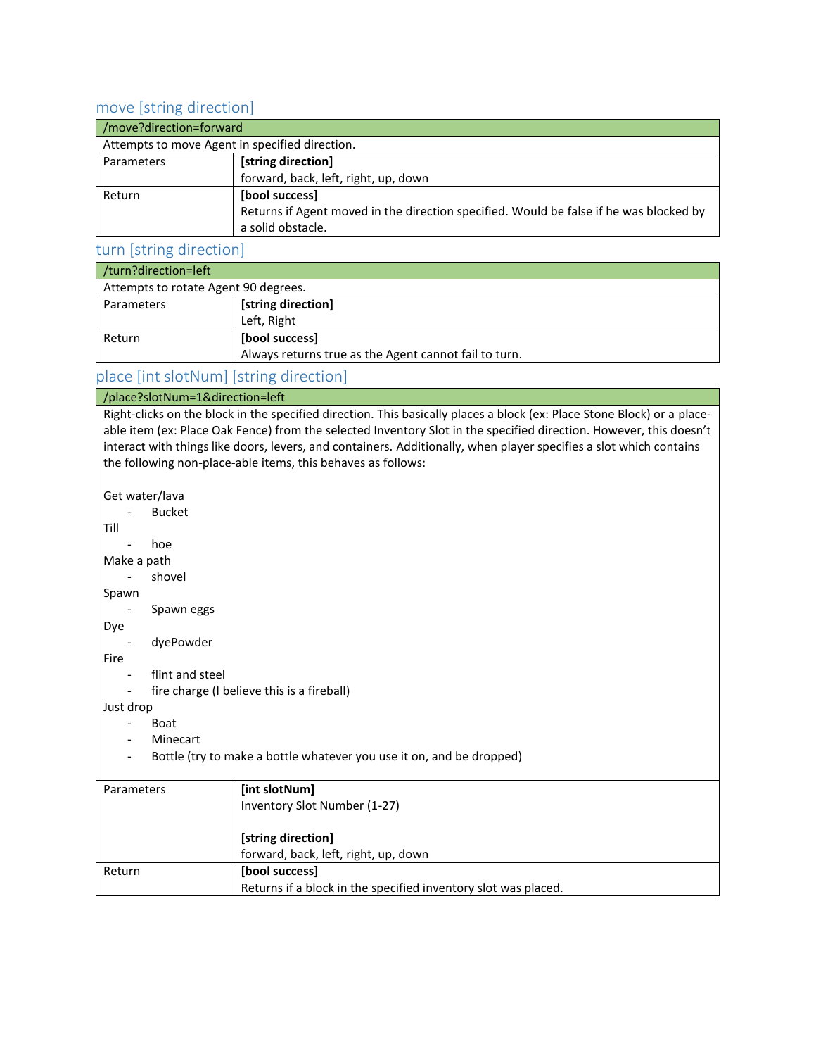## move [string direction]

| /move?direction=forward | |
|---|---|
| Attempts to move Agent in specified direction. | |
| Parameters | **[string direction]**<br>forward, back, left, right, up, down |
| Return | **[bool success]**<br>Returns if Agent moved in the direction specified. Would be false if he was blocked by a solid obstacle. |

## turn [string direction]

| /turn?direction=left | |
|---|---|
| Attempts to rotate Agent 90 degrees. | |
| Parameters | **[string direction]**<br>Left, Right |
| Return | **[bool success]**<br>Always returns true as the Agent cannot fail to turn. |

## place [int slotNum] [string direction]

| /place?slotNum=1&direction=left | |
|---|---|
| Right-clicks on the block in the specified direction. This basically places a block (ex: Place Stone Block) or a place-able item (ex: Place Oak Fence) from the selected Inventory Slot in the specified direction. However, this doesn't interact with things like doors, levers, and containers. Additionally, when player specifies a slot which contains the following non-place-able items, this behaves as follows:<br><br>Get water/lava<br>- Bucket<br>Till<br>- hoe<br>Make a path<br>- shovel<br>Spawn<br>- Spawn eggs<br>Dye<br>- dyePowder<br>Fire<br>- flint and steel<br>- fire charge (I believe this is a fireball)<br>Just drop<br>- Boat<br>- Minecart<br>- Bottle (try to make a bottle whatever you use it on, and be dropped) | |
| Parameters | **[int slotNum]**<br>Inventory Slot Number (1-27)<br><br>**[string direction]**<br>forward, back, left, right, up, down |
| Return | **[bool success]**<br>Returns if a block in the specified inventory slot was placed. |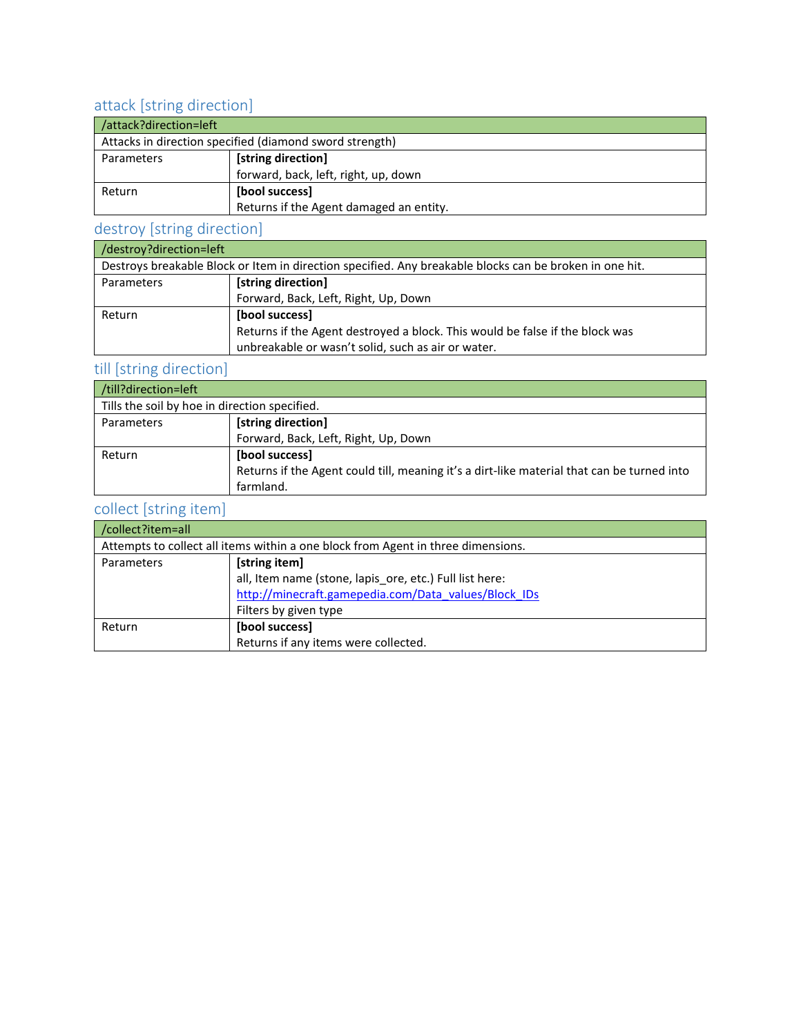## attack [string direction]

| /attack?direction=left | |
|---|---|
| Attacks in direction specified (diamond sword strength) | |
| Parameters | **[string direction]**<br>forward, back, left, right, up, down |
| Return | **[bool success]**<br>Returns if the Agent damaged an entity. |

## destroy [string direction]

| /destroy?direction=left | |
|---|---|
| Destroys breakable Block or Item in direction specified. Any breakable blocks can be broken in one hit. | |
| Parameters | **[string direction]**<br>Forward, Back, Left, Right, Up, Down |
| Return | **[bool success]**<br>Returns if the Agent destroyed a block. This would be false if the block was unbreakable or wasn't solid, such as air or water. |

## till [string direction]

| /till?direction=left | |
|---|---|
| Tills the soil by hoe in direction specified. | |
| Parameters | **[string direction]**<br>Forward, Back, Left, Right, Up, Down |
| Return | **[bool success]**<br>Returns if the Agent could till, meaning it's a dirt-like material that can be turned into farmland. |

## collect [string item]

| /collect?item=all | |
|---|---|
| Attempts to collect all items within a one block from Agent in three dimensions. | |
| Parameters | **[string item]**<br>all, Item name (stone, lapis_ore, etc.) Full list here:<br>[http://minecraft.gamepedia.com/Data_values/Block_IDs](http://minecraft.gamepedia.com/Data_values/Block_IDs)<br>Filters by given type |
| Return | **[bool success]**<br>Returns if any items were collected. |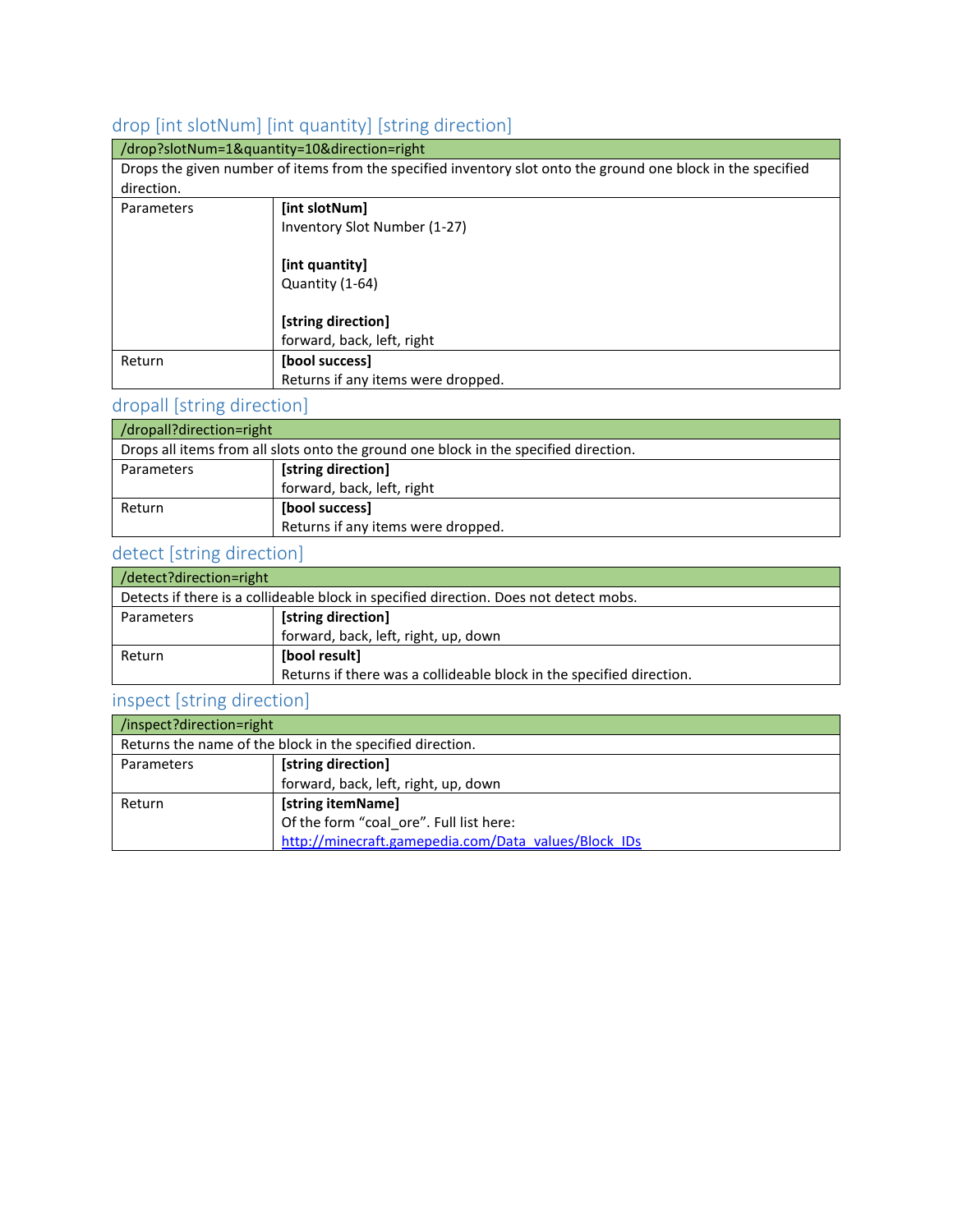## drop [int slotNum] [int quantity] [string direction]

| /drop?slotNum=1&quantity=10&direction=right | |
|---|---|
| Drops the given number of items from the specified inventory slot onto the ground one block in the specified direction. | |
| Parameters | **[int slotNum]**<br>Inventory Slot Number (1-27)<br><br>**[int quantity]**<br>Quantity (1-64)<br><br>**[string direction]**<br>forward, back, left, right |
| Return | **[bool success]**<br>Returns if any items were dropped. |

## dropall [string direction]

| /dropall?direction=right | |
|---|---|
| Drops all items from all slots onto the ground one block in the specified direction. | |
| Parameters | **[string direction]**<br>forward, back, left, right |
| Return | **[bool success]**<br>Returns if any items were dropped. |

## detect [string direction]

| /detect?direction=right | |
|---|---|
| Detects if there is a collideable block in specified direction. Does not detect mobs. | |
| Parameters | **[string direction]**<br>forward, back, left, right, up, down |
| Return | **[bool result]**<br>Returns if there was a collideable block in the specified direction. |

## inspect [string direction]

| /inspect?direction=right | |
|---|---|
| Returns the name of the block in the specified direction. | |
| Parameters | **[string direction]**<br>forward, back, left, right, up, down |
| Return | **[string itemName]**<br>Of the form "coal_ore". Full list here:<br>[http://minecraft.gamepedia.com/Data_values/Block_IDs](http://minecraft.gamepedia.com/Data_values/Block_IDs) |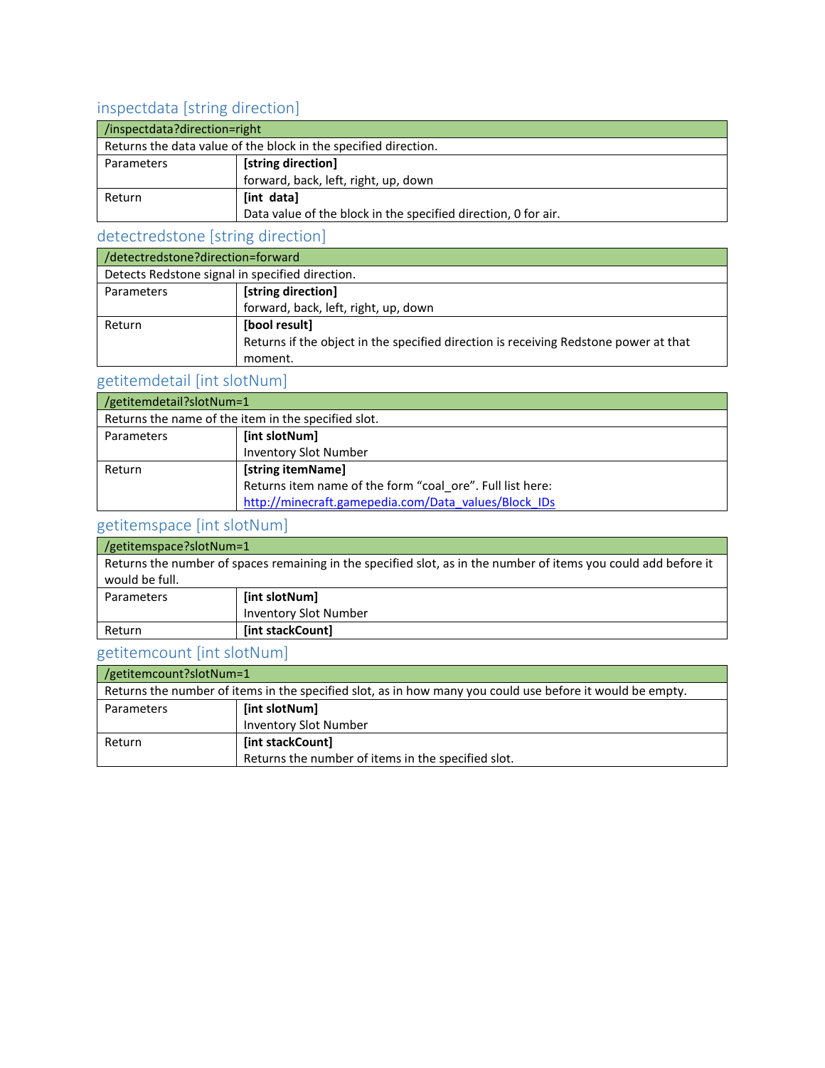## inspectdata [string direction]

| /inspectdata?direction=right | |
|---|---|
| Returns the data value of the block in the specified direction. | |
| Parameters | **[string direction]**<br>forward, back, left, right, up, down |
| Return | **[int data]**<br>Data value of the block in the specified direction, 0 for air. |

## detectredstone [string direction]

| /detectredstone?direction=forward | |
|---|---|
| Detects Redstone signal in specified direction. | |
| Parameters | **[string direction]**<br>forward, back, left, right, up, down |
| Return | **[bool result]**<br>Returns if the object in the specified direction is receiving Redstone power at that moment. |

## getitemdetail [int slotNum]

| /getitemdetail?slotNum=1 | |
|---|---|
| Returns the name of the item in the specified slot. | |
| Parameters | **[int slotNum]**<br>Inventory Slot Number |
| Return | **[string itemName]**<br>Returns item name of the form "coal_ore". Full list here: http://minecraft.gamepedia.com/Data_values/Block_IDs |

## getitemspace [int slotNum]

| /getitemspace?slotNum=1 | |
|---|---|
| Returns the number of spaces remaining in the specified slot, as in the number of items you could add before it would be full. | |
| Parameters | **[int slotNum]**<br>Inventory Slot Number |
| Return | **[int stackCount]** |

## getitemcount [int slotNum]

| /getitemcount?slotNum=1 | |
|---|---|
| Returns the number of items in the specified slot, as in how many you could use before it would be empty. | |
| Parameters | **[int slotNum]**<br>Inventory Slot Number |
| Return | **[int stackCount]**<br>Returns the number of items in the specified slot. |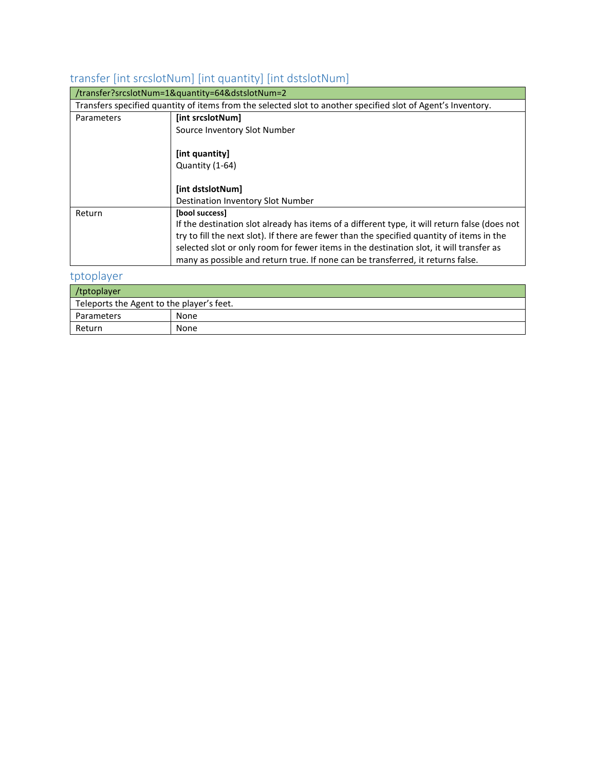## transfer [int srcslotNum] [int quantity] [int dstslotNum]

| /transfer?srcslotNum=1&quantity=64&dstslotNum=2 | |
|---|---|
| Transfers specified quantity of items from the selected slot to another specified slot of Agent's Inventory. | |
| Parameters | **[int srcslotNum]**<br>Source Inventory Slot Number<br><br>**[int quantity]**<br>Quantity (1-64)<br><br>**[int dstslotNum]**<br>Destination Inventory Slot Number |
| Return | **[bool success]**<br>If the destination slot already has items of a different type, it will return false (does not try to fill the next slot). If there are fewer than the specified quantity of items in the selected slot or only room for fewer items in the destination slot, it will transfer as many as possible and return true. If none can be transferred, it returns false. |

## tptoplayer

| /tptoplayer | |
|---|---|
| Teleports the Agent to the player's feet. | |
| Parameters | None |
| Return | None |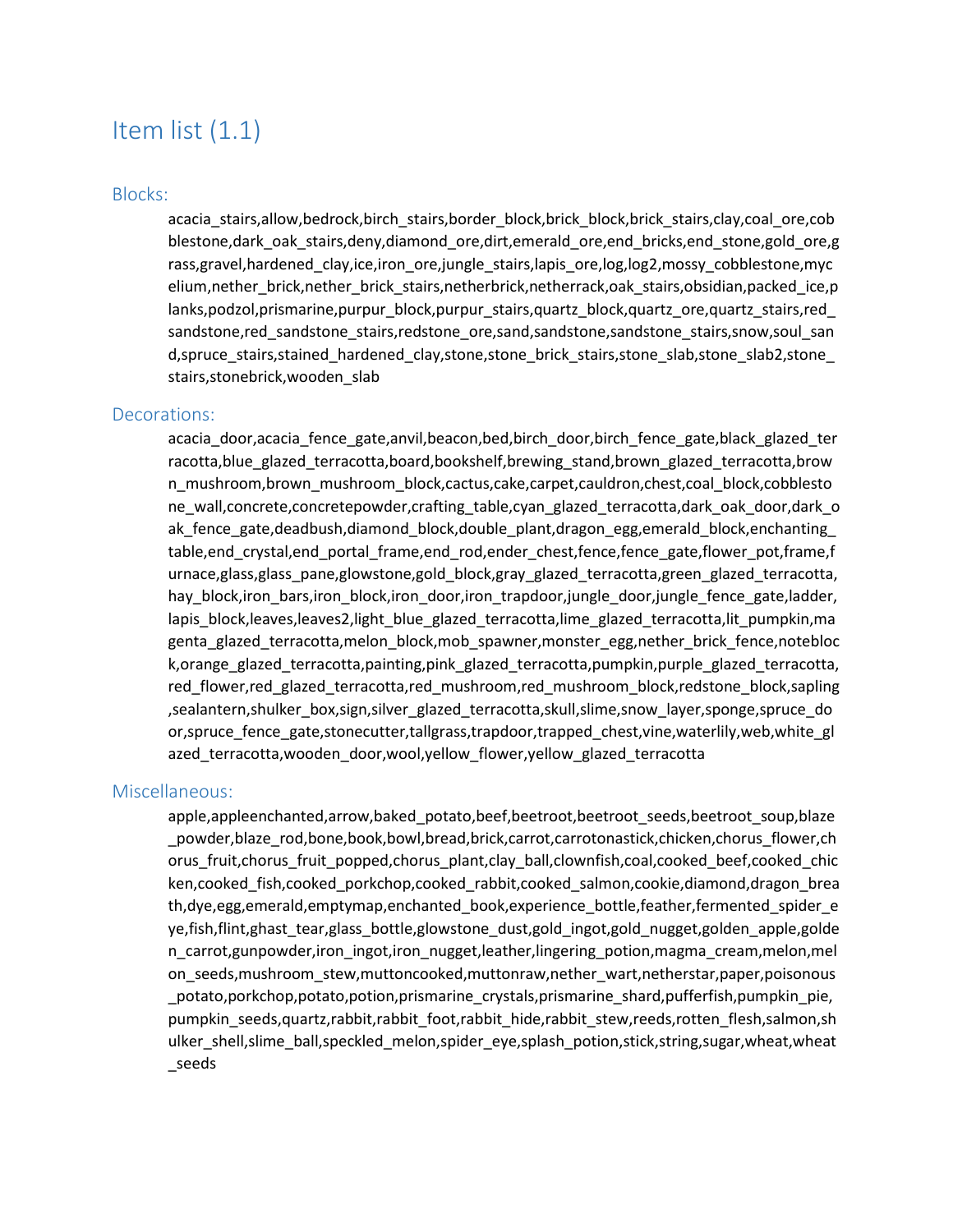# Item list (1.1)

## Blocks:

acacia_stairs,allow,bedrock,birch_stairs,border_block,brick_block,brick_stairs,clay,coal_ore,cobblestone,dark_oak_stairs,deny,diamond_ore,dirt,emerald_ore,end_bricks,end_stone,gold_ore,grass,gravel,hardened_clay,ice,iron_ore,jungle_stairs,lapis_ore,log,log2,mossy_cobblestone,mycelium,nether_brick,nether_brick_stairs,netherbrick,netherrack,oak_stairs,obsidian,packed_ice,planks,podzol,prismarine,purpur_block,purpur_stairs,quartz_block,quartz_ore,quartz_stairs,red_sandstone,red_sandstone_stairs,redstone_ore,sand,sandstone,sandstone_stairs,snow,soul_sand,spruce_stairs,stained_hardened_clay,stone,stone_brick_stairs,stone_slab,stone_slab2,stone_stairs,stonebrick,wooden_slab

## Decorations:

acacia_door,acacia_fence_gate,anvil,beacon,bed,birch_door,birch_fence_gate,black_glazed_terracotta,blue_glazed_terracotta,board,bookshelf,brewing_stand,brown_glazed_terracotta,brown_mushroom,brown_mushroom_block,cactus,cake,carpet,cauldron,chest,coal_block,cobblestone_wall,concrete,concretepowder,crafting_table,cyan_glazed_terracotta,dark_oak_door,dark_oak_fence_gate,deadbush,diamond_block,double_plant,dragon_egg,emerald_block,enchanting_table,end_crystal,end_portal_frame,end_rod,ender_chest,fence,fence_gate,flower_pot,frame,furnace,glass,glass_pane,glowstone,gold_block,gray_glazed_terracotta,green_glazed_terracotta,hay_block,iron_bars,iron_block,iron_door,iron_trapdoor,jungle_door,jungle_fence_gate,ladder,lapis_block,leaves,leaves2,light_blue_glazed_terracotta,lime_glazed_terracotta,lit_pumpkin,magenta_glazed_terracotta,melon_block,mob_spawner,monster_egg,nether_brick_fence,noteblock,orange_glazed_terracotta,painting,pink_glazed_terracotta,pumpkin,purple_glazed_terracotta,red_flower,red_glazed_terracotta,red_mushroom,red_mushroom_block,redstone_block,sapling,sealantern,shulker_box,sign,silver_glazed_terracotta,skull,slime,snow_layer,sponge,spruce_door,spruce_fence_gate,stonecutter,tallgrass,trapdoor,trapped_chest,vine,waterlily,web,white_glazed_terracotta,wooden_door,wool,yellow_flower,yellow_glazed_terracotta

## Miscellaneous:

apple,appleenchanted,arrow,baked_potato,beef,beetroot,beetroot_seeds,beetroot_soup,blaze_powder,blaze_rod,bone,book,bowl,bread,brick,carrot,carrotonastick,chicken,chorus_flower,chorus_fruit,chorus_fruit_popped,chorus_plant,clay_ball,clownfish,coal,cooked_beef,cooked_chicken,cooked_fish,cooked_porkchop,cooked_rabbit,cooked_salmon,cookie,diamond,dragon_breath,dye,egg,emerald,emptymap,enchanted_book,experience_bottle,feather,fermented_spider_eye,fish,flint,ghast_tear,glass_bottle,glowstone_dust,gold_ingot,gold_nugget,golden_apple,golden_carrot,gunpowder,iron_ingot,iron_nugget,leather,lingering_potion,magma_cream,melon,melon_seeds,mushroom_stew,muttoncooked,muttonraw,nether_wart,netherstar,paper,poisonous_potato,porkchop,potato,potion,prismarine_crystals,prismarine_shard,pufferfish,pumpkin_pie,pumpkin_seeds,quartz,rabbit,rabbit_foot,rabbit_hide,rabbit_stew,reeds,rotten_flesh,salmon,shulker_shell,slime_ball,speckled_melon,spider_eye,splash_potion,stick,string,sugar,wheat,wheat_seeds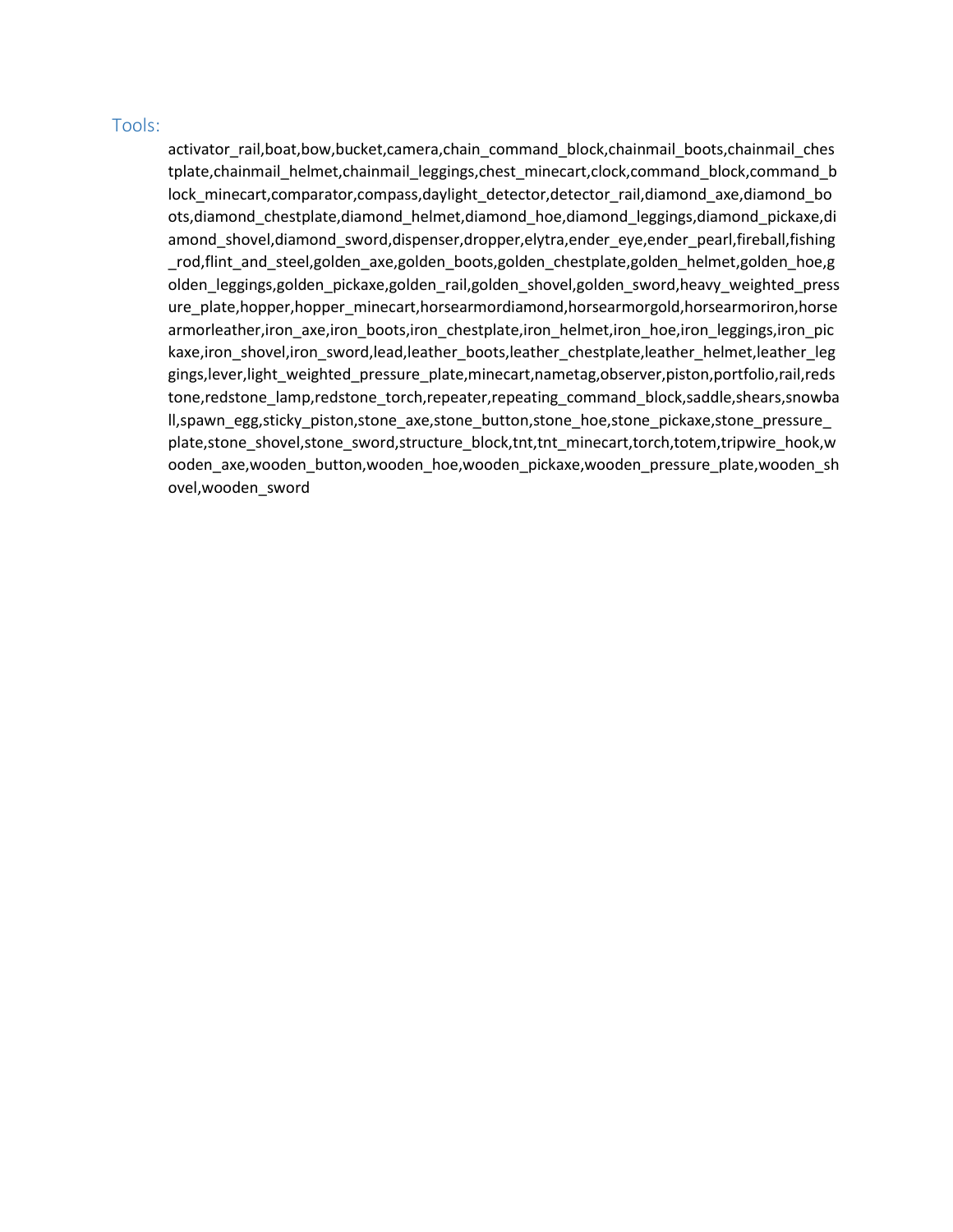## Tools:

activator_rail,boat,bow,bucket,camera,chain_command_block,chainmail_boots,chainmail_chestplate,chainmail_helmet,chainmail_leggings,chest_minecart,clock,command_block,command_block_minecart,comparator,compass,daylight_detector,detector_rail,diamond_axe,diamond_boots,diamond_chestplate,diamond_helmet,diamond_hoe,diamond_leggings,diamond_pickaxe,diamond_shovel,diamond_sword,dispenser,dropper,elytra,ender_eye,ender_pearl,fireball,fishing_rod,flint_and_steel,golden_axe,golden_boots,golden_chestplate,golden_helmet,golden_hoe,golden_leggings,golden_pickaxe,golden_rail,golden_shovel,golden_sword,heavy_weighted_pressure_plate,hopper,hopper_minecart,horsearmordiamond,horsearmorgold,horsearmoriron,horsearmorleather,iron_axe,iron_boots,iron_chestplate,iron_helmet,iron_hoe,iron_leggings,iron_pickaxe,iron_shovel,iron_sword,lead,leather_boots,leather_chestplate,leather_helmet,leather_leggings,lever,light_weighted_pressure_plate,minecart,nametag,observer,piston,portfolio,rail,redstone,redstone_lamp,redstone_torch,repeater,repeating_command_block,saddle,shears,snowball,spawn_egg,sticky_piston,stone_axe,stone_button,stone_hoe,stone_pickaxe,stone_pressure_plate,stone_shovel,stone_sword,structure_block,tnt,tnt_minecart,torch,totem,tripwire_hook,wooden_axe,wooden_button,wooden_hoe,wooden_pickaxe,wooden_pressure_plate,wooden_shovel,wooden_sword